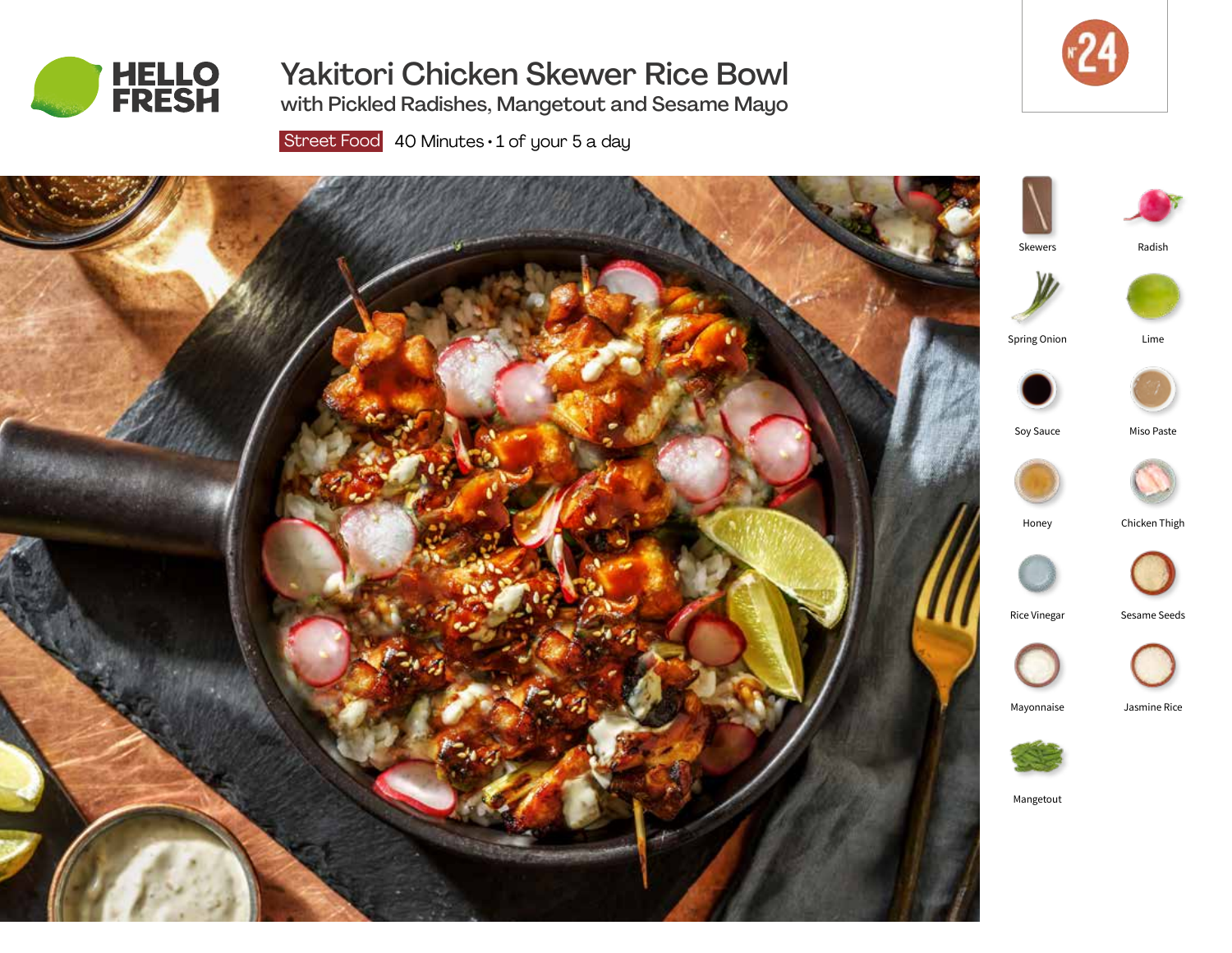HELLO FRESH

# Yakitori Chicken Skewer Rice Bowl

## with Pickled Radishes, Mangetout and Sesame Mayo

Street Food 40 Minutes • 1 of your 5 a day

Nº24

- Skewers
- Radish
- Spring Onion
- Lime
- Soy Sauce
- Miso Paste
- Honey
- Chicken Thigh
- Rice Vinegar
- Sesame Seeds
- Mayonnaise
- Jasmine Rice
- Mangetout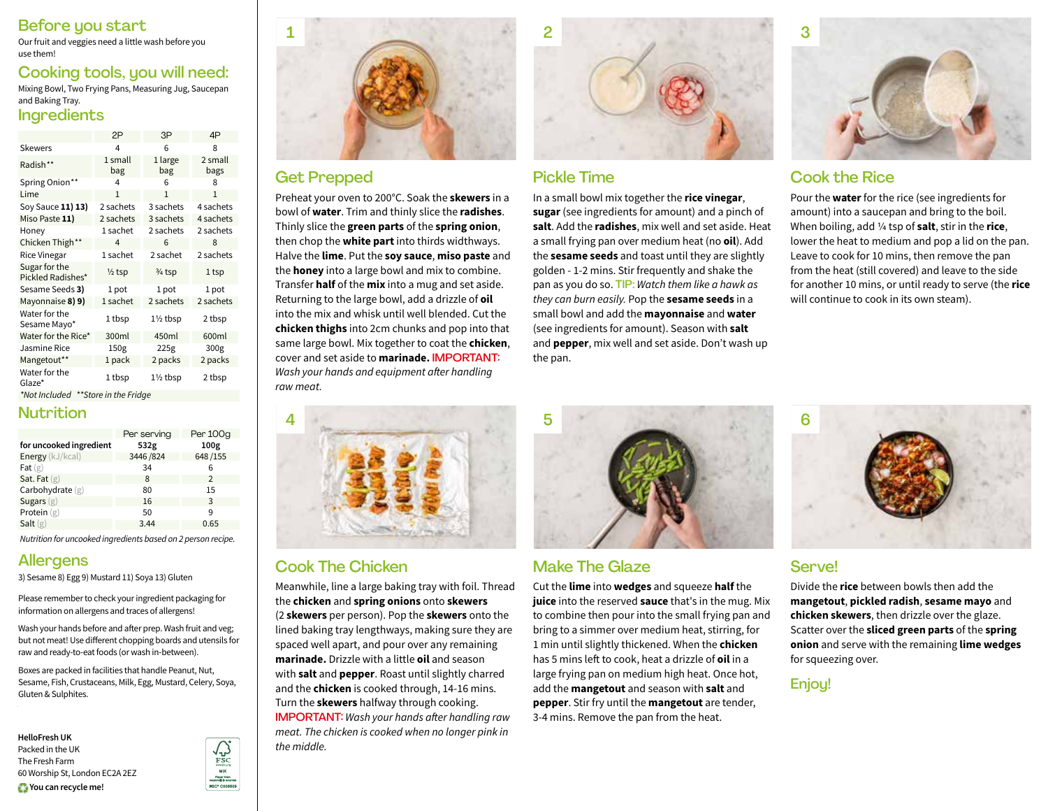## Before you start

Our fruit and veggies need a little wash before you use them!

## Cooking tools, you will need:

Mixing Bowl, Two Frying Pans, Measuring Jug, Saucepan and Baking Tray.

## Ingredients

| | 2P | 3P | 4P |
|---|---|---|---|
| Skewers | 4 | 6 | 8 |
| Radish** | 1 small bag | 1 large bag | 2 small bags |
| Spring Onion** | 4 | 6 | 8 |
| Lime | 1 | 1 | 1 |
| Soy Sauce **11) 13)** | 2 sachets | 3 sachets | 4 sachets |
| Miso Paste **11)** | 2 sachets | 3 sachets | 4 sachets |
| Honey | 1 sachet | 2 sachets | 2 sachets |
| Chicken Thigh** | 4 | 6 | 8 |
| Rice Vinegar | 1 sachet | 2 sachet | 2 sachets |
| Sugar for the Pickled Radishes* | ½ tsp | ¾ tsp | 1 tsp |
| Sesame Seeds **3)** | 1 pot | 1 pot | 1 pot |
| Mayonnaise **8) 9)** | 1 sachet | 2 sachets | 2 sachets |
| Water for the Sesame Mayo* | 1 tbsp | 1½ tbsp | 2 tbsp |
| Water for the Rice* | 300ml | 450ml | 600ml |
| Jasmine Rice | 150g | 225g | 300g |
| Mangetout** | 1 pack | 2 packs | 2 packs |
| Water for the Glaze* | 1 tbsp | 1½ tbsp | 2 tbsp |

*\*Not Included \*\*Store in the Fridge*

## Nutrition

| | Per serving | Per 100g |
|---|---|---|
| **for uncooked ingredient** | **532g** | **100g** |
| Energy (kJ/kcal) | 3446 /824 | 648 /155 |
| Fat (g) | 34 | 6 |
| Sat. Fat (g) | 8 | 2 |
| Carbohydrate (g) | 80 | 15 |
| Sugars (g) | 16 | 3 |
| Protein (g) | 50 | 9 |
| Salt (g) | 3.44 | 0.65 |

*Nutrition for uncooked ingredients based on 2 person recipe.*

## Allergens

3) Sesame 8) Egg 9) Mustard 11) Soya 13) Gluten

Please remember to check your ingredient packaging for information on allergens and traces of allergens!

Wash your hands before and after prep. Wash fruit and veg; but not meat! Use different chopping boards and utensils for raw and ready-to-eat foods (or wash in-between).

Boxes are packed in facilities that handle Peanut, Nut, Sesame, Fish, Crustaceans, Milk, Egg, Mustard, Celery, Soya, Gluten & Sulphites.

**HelloFresh UK**
Packed in the UK
The Fresh Farm
60 Worship St, London EC2A 2EZ
**You can recycle me!**

FSC MIX Paper from responsible sources FSC® C005609

## 1 Get Prepped

Preheat your oven to 200°C. Soak the **skewers** in a bowl of **water**. Trim and thinly slice the **radishes**. Thinly slice the **green parts** of the **spring onion**, then chop the **white part** into thirds widthways. Halve the **lime**. Put the **soy sauce**, **miso paste** and the **honey** into a large bowl and mix to combine. Transfer **half** of the **mix** into a mug and set aside. Returning to the large bowl, add a drizzle of **oil** into the mix and whisk until well blended. Cut the **chicken thighs** into 2cm chunks and pop into that same large bowl. Mix together to coat the **chicken**, cover and set aside to **marinade.** IMPORTANT: *Wash your hands and equipment after handling raw meat.*

## 2 Pickle Time

In a small bowl mix together the **rice vinegar**, **sugar** (see ingredients for amount) and a pinch of **salt**. Add the **radishes**, mix well and set aside. Heat a small frying pan over medium heat (no **oil**). Add the **sesame seeds** and toast until they are slightly golden - 1-2 mins. Stir frequently and shake the pan as you do so. TIP: *Watch them like a hawk as they can burn easily.* Pop the **sesame seeds** in a small bowl and add the **mayonnaise** and **water** (see ingredients for amount). Season with **salt** and **pepper**, mix well and set aside. Don't wash up the pan.

## 3 Cook the Rice

Pour the **water** for the rice (see ingredients for amount) into a saucepan and bring to the boil. When boiling, add ¼ tsp of **salt**, stir in the **rice**, lower the heat to medium and pop a lid on the pan. Leave to cook for 10 mins, then remove the pan from the heat (still covered) and leave to the side for another 10 mins, or until ready to serve (the **rice** will continue to cook in its own steam).

## 4 Cook The Chicken

Meanwhile, line a large baking tray with foil. Thread the **chicken** and **spring onions** onto **skewers** (2 **skewers** per person). Pop the **skewers** onto the lined baking tray lengthways, making sure they are spaced well apart, and pour over any remaining **marinade.** Drizzle with a little **oil** and season with **salt** and **pepper**. Roast until slightly charred and the **chicken** is cooked through, 14-16 mins. Turn the **skewers** halfway through cooking. IMPORTANT: *Wash your hands after handling raw meat. The chicken is cooked when no longer pink in the middle.*

## 5 Make The Glaze

Cut the **lime** into **wedges** and squeeze **half** the **juice** into the reserved **sauce** that's in the mug. Mix to combine then pour into the small frying pan and bring to a simmer over medium heat, stirring, for 1 min until slightly thickened. When the **chicken** has 5 mins left to cook, heat a drizzle of **oil** in a large frying pan on medium high heat. Once hot, add the **mangetout** and season with **salt** and **pepper**. Stir fry until the **mangetout** are tender, 3-4 mins. Remove the pan from the heat.

## 6 Serve!

Divide the **rice** between bowls then add the **mangetout**, **pickled radish**, **sesame mayo** and **chicken skewers**, then drizzle over the glaze. Scatter over the **sliced green parts** of the **spring onion** and serve with the remaining **lime wedges** for squeezing over.

**Enjoy!**